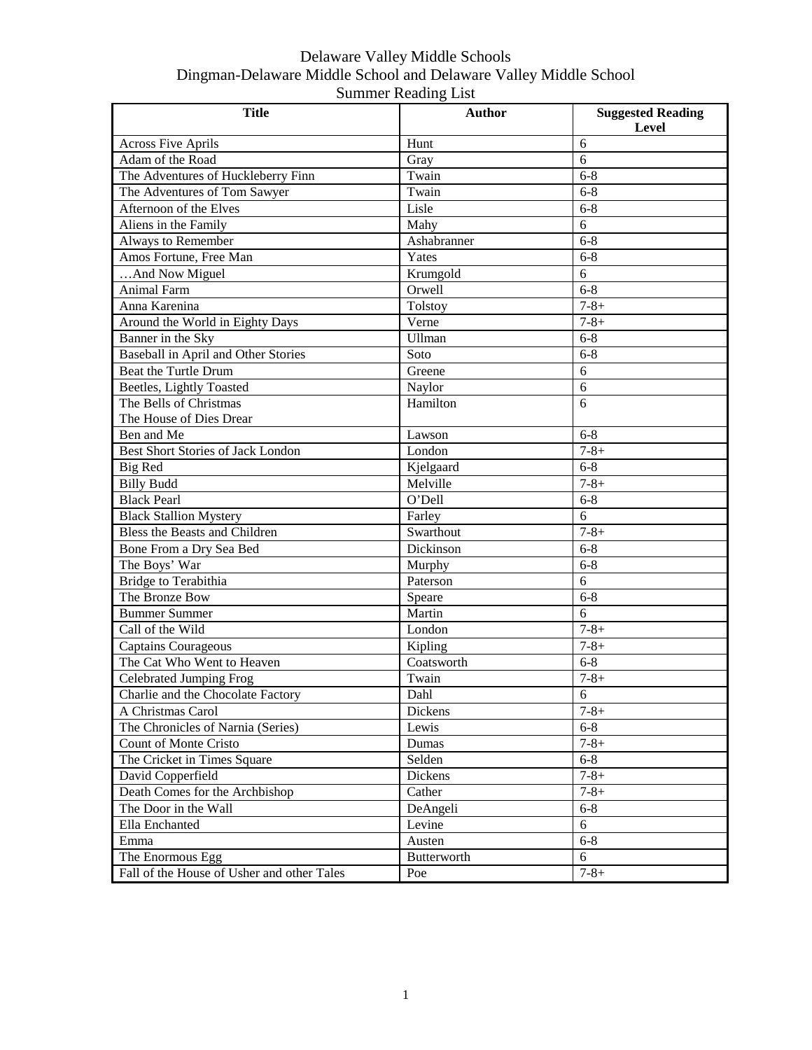# Delaware Valley Middle Schools

## Dingman-Delaware Middle School and Delaware Valley Middle School

## Summer Reading List

| Title | Author | Suggested Reading Level |
|---|---|---|
| Across Five Aprils | Hunt | 6 |
| Adam of the Road | Gray | 6 |
| The Adventures of Huckleberry Finn | Twain | 6-8 |
| The Adventures of Tom Sawyer | Twain | 6-8 |
| Afternoon of the Elves | Lisle | 6-8 |
| Aliens in the Family | Mahy | 6 |
| Always to Remember | Ashabranner | 6-8 |
| Amos Fortune, Free Man | Yates | 6-8 |
| …And Now Miguel | Krumgold | 6 |
| Animal Farm | Orwell | 6-8 |
| Anna Karenina | Tolstoy | 7-8+ |
| Around the World in Eighty Days | Verne | 7-8+ |
| Banner in the Sky | Ullman | 6-8 |
| Baseball in April and Other Stories | Soto | 6-8 |
| Beat the Turtle Drum | Greene | 6 |
| Beetles, Lightly Toasted | Naylor | 6 |
| The Bells of Christmas<br>The House of Dies Drear | Hamilton | 6 |
| Ben and Me | Lawson | 6-8 |
| Best Short Stories of Jack London | London | 7-8+ |
| Big Red | Kjelgaard | 6-8 |
| Billy Budd | Melville | 7-8+ |
| Black Pearl | O'Dell | 6-8 |
| Black Stallion Mystery | Farley | 6 |
| Bless the Beasts and Children | Swarthout | 7-8+ |
| Bone From a Dry Sea Bed | Dickinson | 6-8 |
| The Boys' War | Murphy | 6-8 |
| Bridge to Terabithia | Paterson | 6 |
| The Bronze Bow | Speare | 6-8 |
| Bummer Summer | Martin | 6 |
| Call of the Wild | London | 7-8+ |
| Captains Courageous | Kipling | 7-8+ |
| The Cat Who Went to Heaven | Coatsworth | 6-8 |
| Celebrated Jumping Frog | Twain | 7-8+ |
| Charlie and the Chocolate Factory | Dahl | 6 |
| A Christmas Carol | Dickens | 7-8+ |
| The Chronicles of Narnia (Series) | Lewis | 6-8 |
| Count of Monte Cristo | Dumas | 7-8+ |
| The Cricket in Times Square | Selden | 6-8 |
| David Copperfield | Dickens | 7-8+ |
| Death Comes for the Archbishop | Cather | 7-8+ |
| The Door in the Wall | DeAngeli | 6-8 |
| Ella Enchanted | Levine | 6 |
| Emma | Austen | 6-8 |
| The Enormous Egg | Butterworth | 6 |
| Fall of the House of Usher and other Tales | Poe | 7-8+ |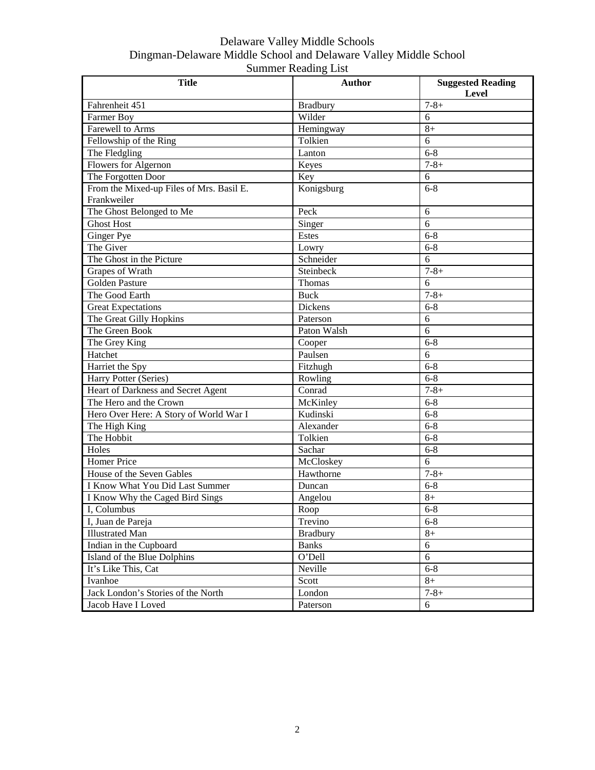Delaware Valley Middle Schools
Dingman-Delaware Middle School and Delaware Valley Middle School
Summer Reading List

| Title | Author | Suggested Reading Level |
|---|---|---|
| Fahrenheit 451 | Bradbury | 7-8+ |
| Farmer Boy | Wilder | 6 |
| Farewell to Arms | Hemingway | 8+ |
| Fellowship of the Ring | Tolkien | 6 |
| The Fledgling | Lanton | 6-8 |
| Flowers for Algernon | Keyes | 7-8+ |
| The Forgotten Door | Key | 6 |
| From the Mixed-up Files of Mrs. Basil E. Frankweiler | Konigsburg | 6-8 |
| The Ghost Belonged to Me | Peck | 6 |
| Ghost Host | Singer | 6 |
| Ginger Pye | Estes | 6-8 |
| The Giver | Lowry | 6-8 |
| The Ghost in the Picture | Schneider | 6 |
| Grapes of Wrath | Steinbeck | 7-8+ |
| Golden Pasture | Thomas | 6 |
| The Good Earth | Buck | 7-8+ |
| Great Expectations | Dickens | 6-8 |
| The Great Gilly Hopkins | Paterson | 6 |
| The Green Book | Paton Walsh | 6 |
| The Grey King | Cooper | 6-8 |
| Hatchet | Paulsen | 6 |
| Harriet the Spy | Fitzhugh | 6-8 |
| Harry Potter (Series) | Rowling | 6-8 |
| Heart of Darkness and Secret Agent | Conrad | 7-8+ |
| The Hero and the Crown | McKinley | 6-8 |
| Hero Over Here: A Story of World War I | Kudinski | 6-8 |
| The High King | Alexander | 6-8 |
| The Hobbit | Tolkien | 6-8 |
| Holes | Sachar | 6-8 |
| Homer Price | McCloskey | 6 |
| House of the Seven Gables | Hawthorne | 7-8+ |
| I Know What You Did Last Summer | Duncan | 6-8 |
| I Know Why the Caged Bird Sings | Angelou | 8+ |
| I, Columbus | Roop | 6-8 |
| I, Juan de Pareja | Trevino | 6-8 |
| Illustrated Man | Bradbury | 8+ |
| Indian in the Cupboard | Banks | 6 |
| Island of the Blue Dolphins | O'Dell | 6 |
| It's Like This, Cat | Neville | 6-8 |
| Ivanhoe | Scott | 8+ |
| Jack London's Stories of the North | London | 7-8+ |
| Jacob Have I Loved | Paterson | 6 |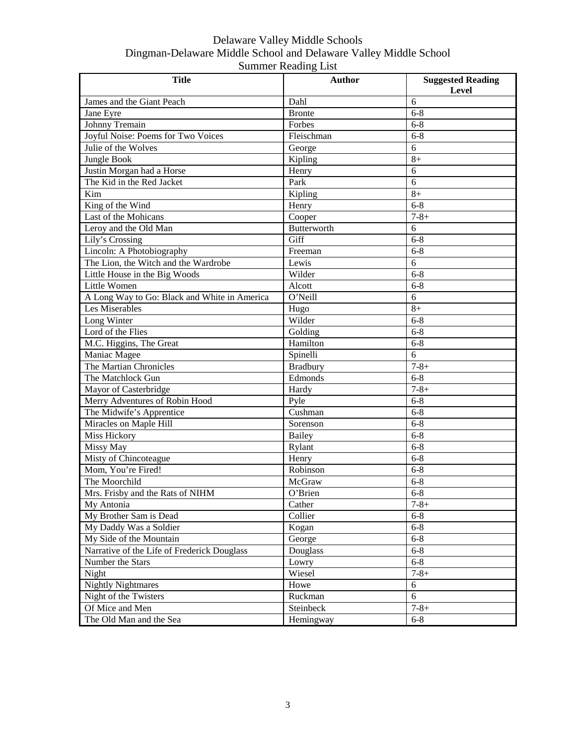Delaware Valley Middle Schools
Dingman-Delaware Middle School and Delaware Valley Middle School
Summer Reading List

| Title | Author | Suggested Reading Level |
|---|---|---|
| James and the Giant Peach | Dahl | 6 |
| Jane Eyre | Bronte | 6-8 |
| Johnny Tremain | Forbes | 6-8 |
| Joyful Noise: Poems for Two Voices | Fleischman | 6-8 |
| Julie of the Wolves | George | 6 |
| Jungle Book | Kipling | 8+ |
| Justin Morgan had a Horse | Henry | 6 |
| The Kid in the Red Jacket | Park | 6 |
| Kim | Kipling | 8+ |
| King of the Wind | Henry | 6-8 |
| Last of the Mohicans | Cooper | 7-8+ |
| Leroy and the Old Man | Butterworth | 6 |
| Lily's Crossing | Giff | 6-8 |
| Lincoln: A Photobiography | Freeman | 6-8 |
| The Lion, the Witch and the Wardrobe | Lewis | 6 |
| Little House in the Big Woods | Wilder | 6-8 |
| Little Women | Alcott | 6-8 |
| A Long Way to Go: Black and White in America | O'Neill | 6 |
| Les Miserables | Hugo | 8+ |
| Long Winter | Wilder | 6-8 |
| Lord of the Flies | Golding | 6-8 |
| M.C. Higgins, The Great | Hamilton | 6-8 |
| Maniac Magee | Spinelli | 6 |
| The Martian Chronicles | Bradbury | 7-8+ |
| The Matchlock Gun | Edmonds | 6-8 |
| Mayor of Casterbridge | Hardy | 7-8+ |
| Merry Adventures of Robin Hood | Pyle | 6-8 |
| The Midwife's Apprentice | Cushman | 6-8 |
| Miracles on Maple Hill | Sorenson | 6-8 |
| Miss Hickory | Bailey | 6-8 |
| Missy May | Rylant | 6-8 |
| Misty of Chincoteague | Henry | 6-8 |
| Mom, You're Fired! | Robinson | 6-8 |
| The Moorchild | McGraw | 6-8 |
| Mrs. Frisby and the Rats of NIHM | O'Brien | 6-8 |
| My Antonia | Cather | 7-8+ |
| My Brother Sam is Dead | Collier | 6-8 |
| My Daddy Was a Soldier | Kogan | 6-8 |
| My Side of the Mountain | George | 6-8 |
| Narrative of the Life of Frederick Douglass | Douglass | 6-8 |
| Number the Stars | Lowry | 6-8 |
| Night | Wiesel | 7-8+ |
| Nightly Nightmares | Howe | 6 |
| Night of the Twisters | Ruckman | 6 |
| Of Mice and Men | Steinbeck | 7-8+ |
| The Old Man and the Sea | Hemingway | 6-8 |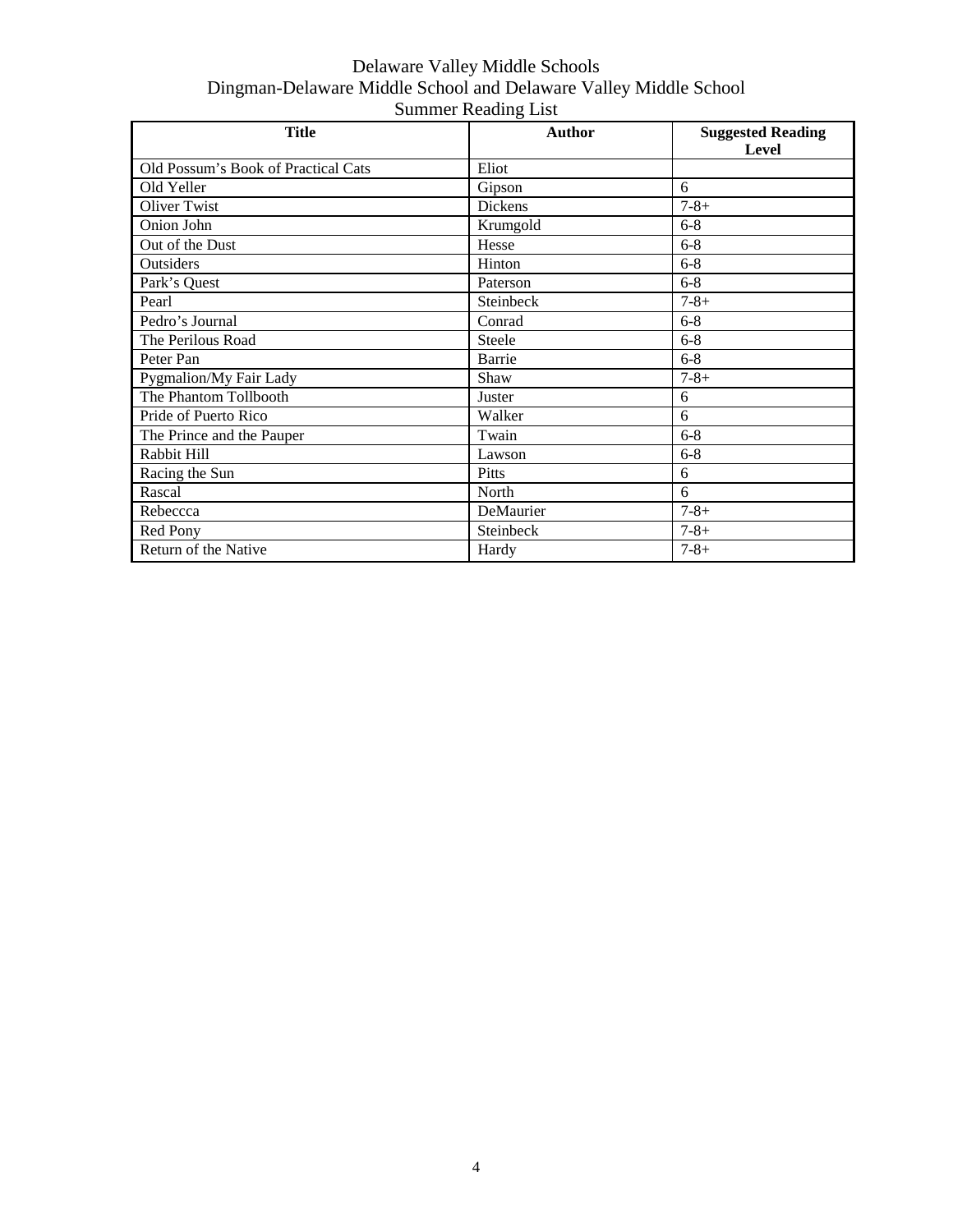Delaware Valley Middle Schools

Dingman-Delaware Middle School and Delaware Valley Middle School

Summer Reading List

| Title | Author | Suggested Reading Level |
| --- | --- | --- |
| Old Possum's Book of Practical Cats | Eliot | |
| Old Yeller | Gipson | 6 |
| Oliver Twist | Dickens | 7-8+ |
| Onion John | Krumgold | 6-8 |
| Out of the Dust | Hesse | 6-8 |
| Outsiders | Hinton | 6-8 |
| Park's Quest | Paterson | 6-8 |
| Pearl | Steinbeck | 7-8+ |
| Pedro's Journal | Conrad | 6-8 |
| The Perilous Road | Steele | 6-8 |
| Peter Pan | Barrie | 6-8 |
| Pygmalion/My Fair Lady | Shaw | 7-8+ |
| The Phantom Tollbooth | Juster | 6 |
| Pride of Puerto Rico | Walker | 6 |
| The Prince and the Pauper | Twain | 6-8 |
| Rabbit Hill | Lawson | 6-8 |
| Racing the Sun | Pitts | 6 |
| Rascal | North | 6 |
| Rebeccca | DeMaurier | 7-8+ |
| Red Pony | Steinbeck | 7-8+ |
| Return of the Native | Hardy | 7-8+ |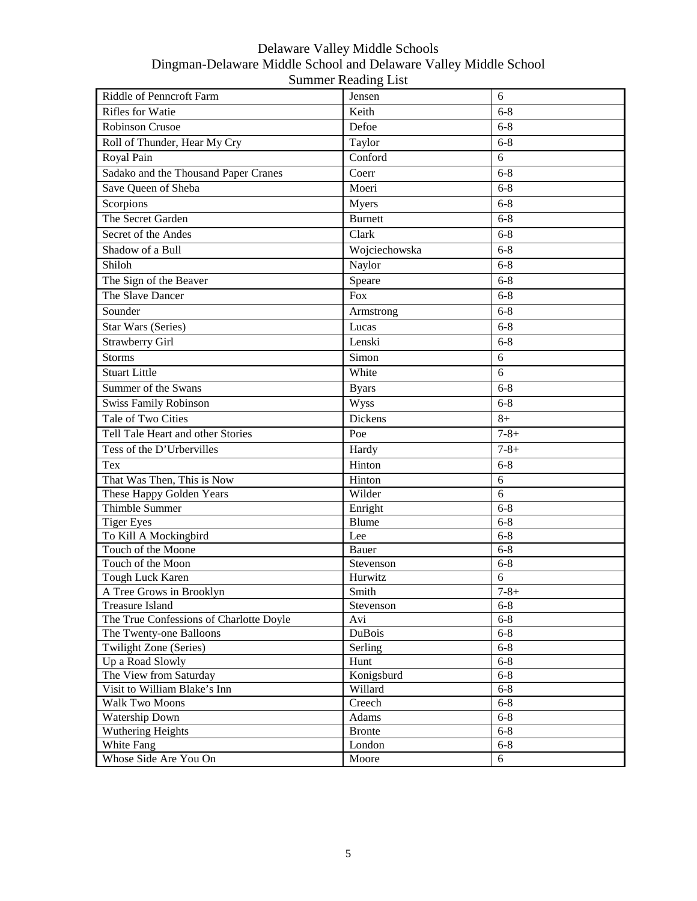# Delaware Valley Middle Schools
## Dingman-Delaware Middle School and Delaware Valley Middle School
### Summer Reading List

| Title | Author | Grade |
|---|---|---|
| Riddle of Penncroft Farm | Jensen | 6 |
| Rifles for Watie | Keith | 6-8 |
| Robinson Crusoe | Defoe | 6-8 |
| Roll of Thunder, Hear My Cry | Taylor | 6-8 |
| Royal Pain | Conford | 6 |
| Sadako and the Thousand Paper Cranes | Coerr | 6-8 |
| Save Queen of Sheba | Moeri | 6-8 |
| Scorpions | Myers | 6-8 |
| The Secret Garden | Burnett | 6-8 |
| Secret of the Andes | Clark | 6-8 |
| Shadow of a Bull | Wojciechowska | 6-8 |
| Shiloh | Naylor | 6-8 |
| The Sign of the Beaver | Speare | 6-8 |
| The Slave Dancer | Fox | 6-8 |
| Sounder | Armstrong | 6-8 |
| Star Wars (Series) | Lucas | 6-8 |
| Strawberry Girl | Lenski | 6-8 |
| Storms | Simon | 6 |
| Stuart Little | White | 6 |
| Summer of the Swans | Byars | 6-8 |
| Swiss Family Robinson | Wyss | 6-8 |
| Tale of Two Cities | Dickens | 8+ |
| Tell Tale Heart and other Stories | Poe | 7-8+ |
| Tess of the D'Urbervilles | Hardy | 7-8+ |
| Tex | Hinton | 6-8 |
| That Was Then, This is Now | Hinton | 6 |
| These Happy Golden Years | Wilder | 6 |
| Thimble Summer | Enright | 6-8 |
| Tiger Eyes | Blume | 6-8 |
| To Kill A Mockingbird | Lee | 6-8 |
| Touch of the Moone | Bauer | 6-8 |
| Touch of the Moon | Stevenson | 6-8 |
| Tough Luck Karen | Hurwitz | 6 |
| A Tree Grows in Brooklyn | Smith | 7-8+ |
| Treasure Island | Stevenson | 6-8 |
| The True Confessions of Charlotte Doyle | Avi | 6-8 |
| The Twenty-one Balloons | DuBois | 6-8 |
| Twilight Zone (Series) | Serling | 6-8 |
| Up a Road Slowly | Hunt | 6-8 |
| The View from Saturday | Konigsburd | 6-8 |
| Visit to William Blake's Inn | Willard | 6-8 |
| Walk Two Moons | Creech | 6-8 |
| Watership Down | Adams | 6-8 |
| Wuthering Heights | Bronte | 6-8 |
| White Fang | London | 6-8 |
| Whose Side Are You On | Moore | 6 |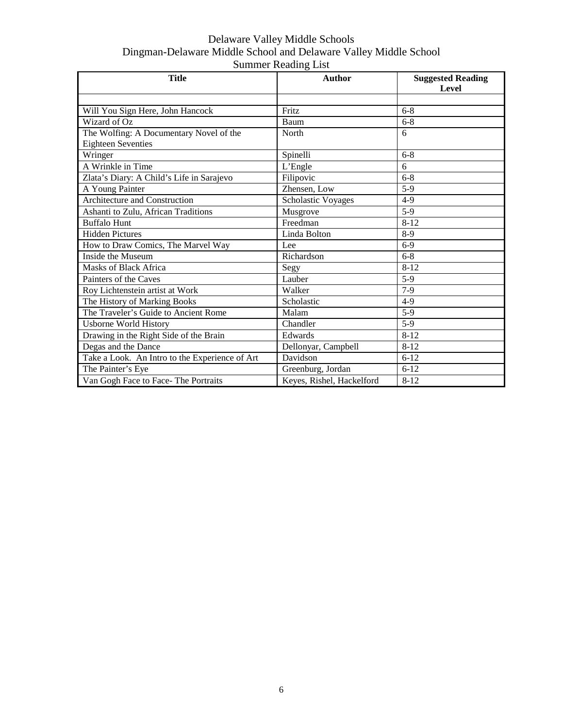Delaware Valley Middle Schools
Dingman-Delaware Middle School and Delaware Valley Middle School
Summer Reading List

| Title | Author | Suggested Reading Level |
|---|---|---|
| | | |
| Will You Sign Here, John Hancock | Fritz | 6-8 |
| Wizard of Oz | Baum | 6-8 |
| The Wolfing: A Documentary Novel of the Eighteen Seventies | North | 6 |
| Wringer | Spinelli | 6-8 |
| A Wrinkle in Time | L'Engle | 6 |
| Zlata's Diary: A Child's Life in Sarajevo | Filipovic | 6-8 |
| A Young Painter | Zhensen, Low | 5-9 |
| Architecture and Construction | Scholastic Voyages | 4-9 |
| Ashanti to Zulu, African Traditions | Musgrove | 5-9 |
| Buffalo Hunt | Freedman | 8-12 |
| Hidden Pictures | Linda Bolton | 8-9 |
| How to Draw Comics, The Marvel Way | Lee | 6-9 |
| Inside the Museum | Richardson | 6-8 |
| Masks of Black Africa | Segy | 8-12 |
| Painters of the Caves | Lauber | 5-9 |
| Roy Lichtenstein artist at Work | Walker | 7-9 |
| The History of Marking Books | Scholastic | 4-9 |
| The Traveler's Guide to Ancient Rome | Malam | 5-9 |
| Usborne World History | Chandler | 5-9 |
| Drawing in the Right Side of the Brain | Edwards | 8-12 |
| Degas and the Dance | Dellonyar, Campbell | 8-12 |
| Take a Look. An Intro to the Experience of Art | Davidson | 6-12 |
| The Painter's Eye | Greenburg, Jordan | 6-12 |
| Van Gogh Face to Face- The Portraits | Keyes, Rishel, Hackelford | 8-12 |